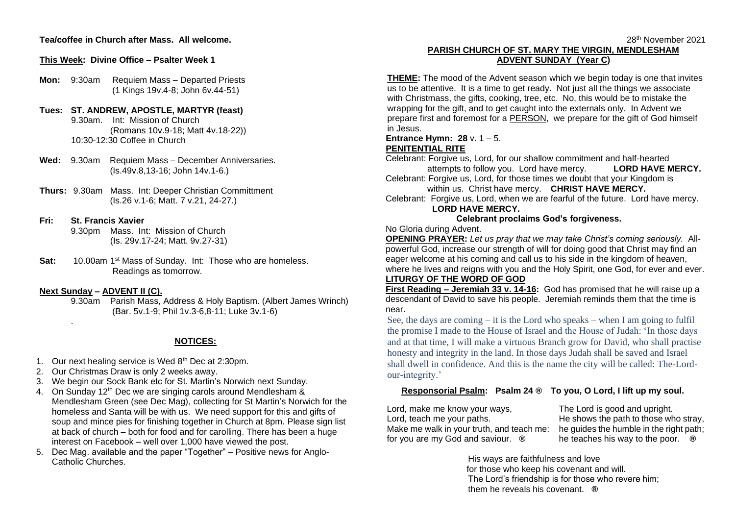**Tea/coffee in Church after Mass. All welcome.**

**This Week: Divine Office – Psalter Week 1**

**Mon:** 9:30am Requiem Mass – Departed Priests
(1 Kings 19v.4-8; John 6v.44-51)

**Tues: ST. ANDREW, APOSTLE, MARTYR (feast)**
9.30am. Int: Mission of Church
(Romans 10v.9-18; Matt 4v.18-22))
10:30-12:30 Coffee in Church

**Wed:** 9.30am Requiem Mass – December Anniversaries.
(Is.49v.8,13-16; John 14v.1-6.)

**Thurs:** 9.30am Mass. Int: Deeper Christian Committment
(Is.26 v.1-6; Matt. 7 v.21, 24-27.)

**Fri: St. Francis Xavier**
9.30pm Mass. Int: Mission of Church
(Is. 29v.17-24; Matt. 9v.27-31)

**Sat:** 10.00am 1st Mass of Sunday. Int: Those who are homeless.
Readings as tomorrow.

**Next Sunday – ADVENT II (C).**
9.30am Parish Mass, Address & Holy Baptism. (Albert James Wrinch)
(Bar. 5v.1-9; Phil 1v.3-6,8-11; Luke 3v.1-6)

.

## NOTICES:

1. Our next healing service is Wed 8th Dec at 2:30pm.
2. Our Christmas Draw is only 2 weeks away.
3. We begin our Sock Bank etc for St. Martin's Norwich next Sunday.
4. On Sunday 12th Dec we are singing carols around Mendlesham & Mendlesham Green (see Dec Mag), collecting for St Martin's Norwich for the homeless and Santa will be with us. We need support for this and gifts of soup and mince pies for finishing together in Church at 8pm. Please sign list at back of church – both for food and for carolling. There has been a huge interest on Facebook – well over 1,000 have viewed the post.
5. Dec Mag. available and the paper "Together" – Positive news for Anglo-Catholic Churches.

28th November 2021

**PARISH CHURCH OF ST. MARY THE VIRGIN, MENDLESHAM**
**ADVENT SUNDAY (Year C)**

**THEME:** The mood of the Advent season which we begin today is one that invites us to be attentive. It is a time to get ready. Not just all the things we associate with Christmass, the gifts, cooking, tree, etc. No, this would be to mistake the wrapping for the gift, and to get caught into the externals only. In Advent we prepare first and foremost for a PERSON, we prepare for the gift of God himself in Jesus.

**Entrance Hymn: 28** v. 1 – 5.

**PENITENTIAL RITE**

Celebrant: Forgive us, Lord, for our shallow commitment and half-hearted attempts to follow you. Lord have mercy. **LORD HAVE MERCY.**

Celebrant: Forgive us, Lord, for those times we doubt that your Kingdom is within us. Christ have mercy. **CHRIST HAVE MERCY.**

Celebrant: Forgive us, Lord, when we are fearful of the future. Lord have mercy. **LORD HAVE MERCY.**

**Celebrant proclaims God's forgiveness.**

No Gloria during Advent.

**OPENING PRAYER:** *Let us pray that we may take Christ's coming seriously.* All-powerful God, increase our strength of will for doing good that Christ may find an eager welcome at his coming and call us to his side in the kingdom of heaven, where he lives and reigns with you and the Holy Spirit, one God, for ever and ever.

**LITURGY OF THE WORD OF GOD**

**First Reading – Jeremiah 33 v. 14-16:** God has promised that he will raise up a descendant of David to save his people. Jeremiah reminds them that the time is near.

See, the days are coming – it is the Lord who speaks – when I am going to fulfil the promise I made to the House of Israel and the House of Judah: 'In those days and at that time, I will make a virtuous Branch grow for David, who shall practise honesty and integrity in the land. In those days Judah shall be saved and Israel shall dwell in confidence. And this is the name the city will be called: The-Lord-our-integrity.'

**Responsorial Psalm: Psalm 24 ® To you, O Lord, I lift up my soul.**

Lord, make me know your ways,
Lord, teach me your paths.
Make me walk in your truth, and teach me:
for you are my God and saviour. **®**

The Lord is good and upright.
He shows the path to those who stray,
he guides the humble in the right path;
he teaches his way to the poor. **®**

His ways are faithfulness and love
for those who keep his covenant and will.
The Lord's friendship is for those who revere him;
them he reveals his covenant. **®**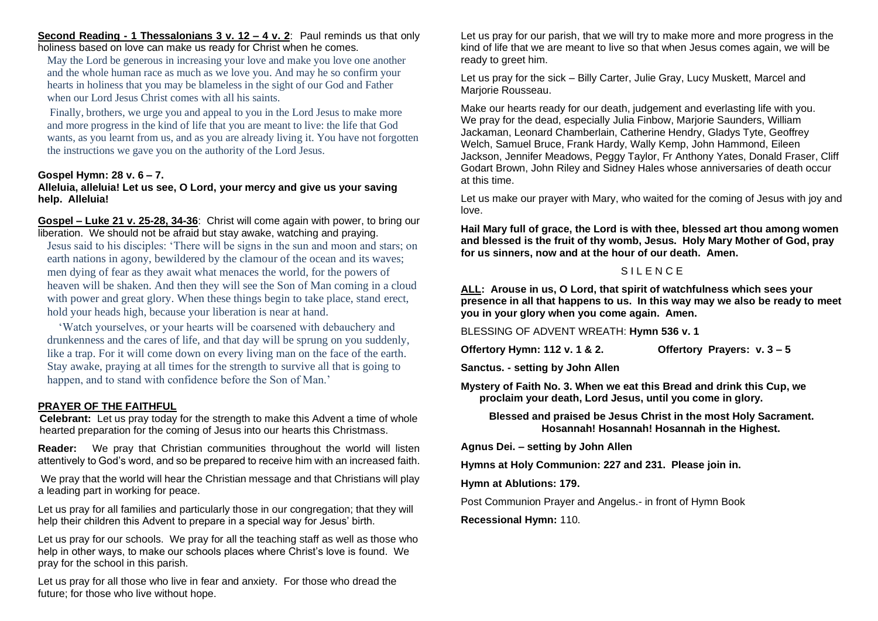**Second Reading - 1 Thessalonians 3 v. 12 – 4 v. 2**: Paul reminds us that only holiness based on love can make us ready for Christ when he comes.

May the Lord be generous in increasing your love and make you love one another and the whole human race as much as we love you. And may he so confirm your hearts in holiness that you may be blameless in the sight of our God and Father when our Lord Jesus Christ comes with all his saints.

Finally, brothers, we urge you and appeal to you in the Lord Jesus to make more and more progress in the kind of life that you are meant to live: the life that God wants, as you learnt from us, and as you are already living it. You have not forgotten the instructions we gave you on the authority of the Lord Jesus.

**Gospel Hymn: 28 v. 6 – 7.**
**Alleluia, alleluia! Let us see, O Lord, your mercy and give us your saving help. Alleluia!**

**Gospel – Luke 21 v. 25-28, 34-36**: Christ will come again with power, to bring our liberation. We should not be afraid but stay awake, watching and praying.

Jesus said to his disciples: 'There will be signs in the sun and moon and stars; on earth nations in agony, bewildered by the clamour of the ocean and its waves; men dying of fear as they await what menaces the world, for the powers of heaven will be shaken. And then they will see the Son of Man coming in a cloud with power and great glory. When these things begin to take place, stand erect, hold your heads high, because your liberation is near at hand.

'Watch yourselves, or your hearts will be coarsened with debauchery and drunkenness and the cares of life, and that day will be sprung on you suddenly, like a trap. For it will come down on every living man on the face of the earth. Stay awake, praying at all times for the strength to survive all that is going to happen, and to stand with confidence before the Son of Man.'

**PRAYER OF THE FAITHFUL**

**Celebrant:** Let us pray today for the strength to make this Advent a time of whole hearted preparation for the coming of Jesus into our hearts this Christmass.

**Reader:** We pray that Christian communities throughout the world will listen attentively to God's word, and so be prepared to receive him with an increased faith.

We pray that the world will hear the Christian message and that Christians will play a leading part in working for peace.

Let us pray for all families and particularly those in our congregation; that they will help their children this Advent to prepare in a special way for Jesus' birth.

Let us pray for our schools. We pray for all the teaching staff as well as those who help in other ways, to make our schools places where Christ's love is found. We pray for the school in this parish.

Let us pray for all those who live in fear and anxiety. For those who dread the future; for those who live without hope.

Let us pray for our parish, that we will try to make more and more progress in the kind of life that we are meant to live so that when Jesus comes again, we will be ready to greet him.

Let us pray for the sick – Billy Carter, Julie Gray, Lucy Muskett, Marcel and Marjorie Rousseau.

Make our hearts ready for our death, judgement and everlasting life with you. We pray for the dead, especially Julia Finbow, Marjorie Saunders, William Jackaman, Leonard Chamberlain, Catherine Hendry, Gladys Tyte, Geoffrey Welch, Samuel Bruce, Frank Hardy, Wally Kemp, John Hammond, Eileen Jackson, Jennifer Meadows, Peggy Taylor, Fr Anthony Yates, Donald Fraser, Cliff Godart Brown, John Riley and Sidney Hales whose anniversaries of death occur at this time.

Let us make our prayer with Mary, who waited for the coming of Jesus with joy and love.

**Hail Mary full of grace, the Lord is with thee, blessed art thou among women and blessed is the fruit of thy womb, Jesus. Holy Mary Mother of God, pray for us sinners, now and at the hour of our death. Amen.**

S I L E N C E

**ALL: Arouse in us, O Lord, that spirit of watchfulness which sees your presence in all that happens to us. In this way may we also be ready to meet you in your glory when you come again. Amen.**

BLESSING OF ADVENT WREATH: **Hymn 536 v. 1**

**Offertory Hymn: 112 v. 1 & 2.** **Offertory Prayers: v. 3 – 5**

**Sanctus. - setting by John Allen**

**Mystery of Faith No. 3. When we eat this Bread and drink this Cup, we proclaim your death, Lord Jesus, until you come in glory.**

**Blessed and praised be Jesus Christ in the most Holy Sacrament. Hosannah! Hosannah! Hosannah in the Highest.**

**Agnus Dei. – setting by John Allen**

**Hymns at Holy Communion: 227 and 231. Please join in.**

**Hymn at Ablutions: 179.**

Post Communion Prayer and Angelus.- in front of Hymn Book

**Recessional Hymn:** 110.